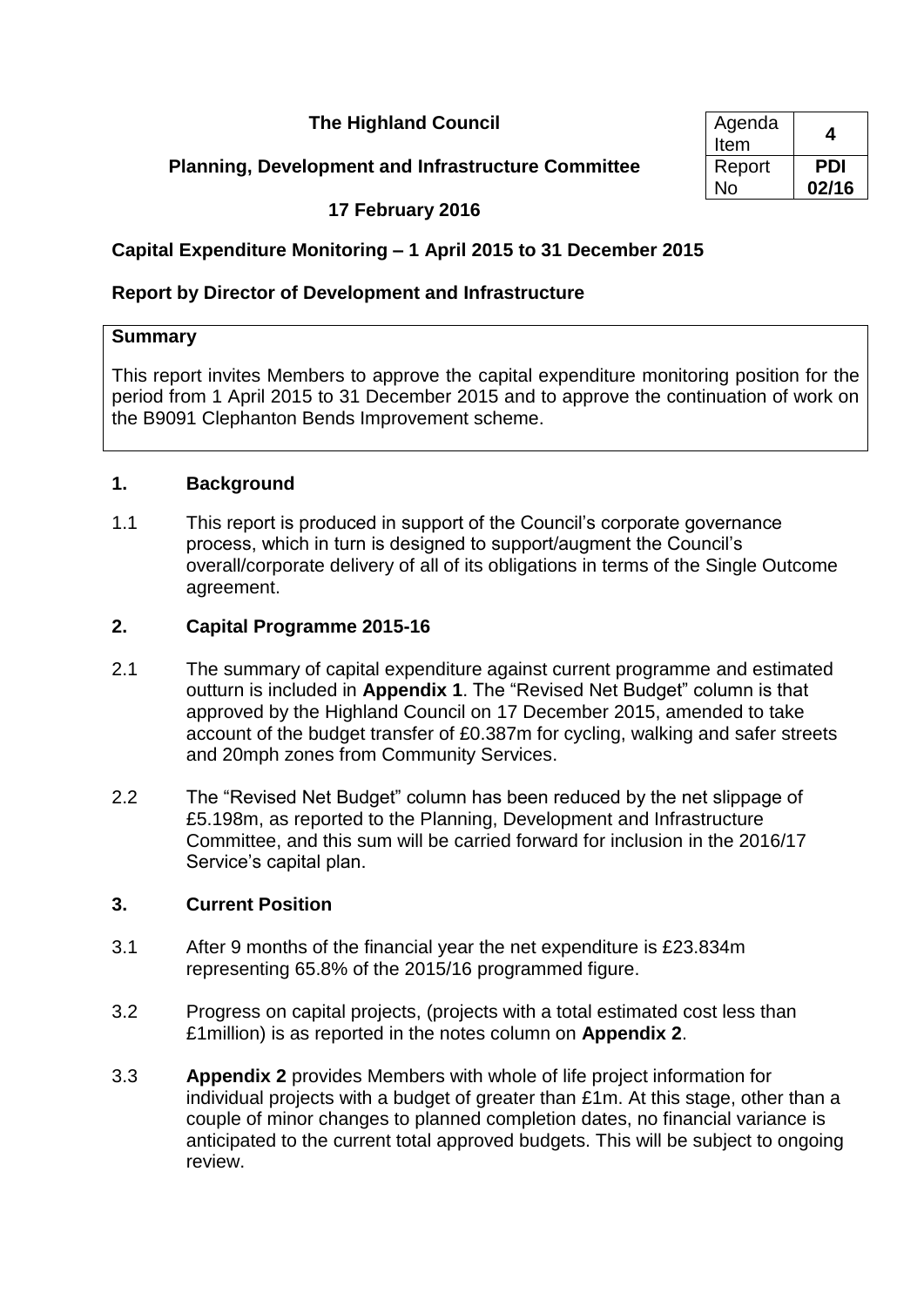**The Highland Council**

| Agenda Item | 4 |
|---|---|
| Report No | PDI 02/16 |

**Planning, Development and Infrastructure Committee**

**17 February 2016**

# Capital Expenditure Monitoring – 1 April 2015 to 31 December 2015

## Report by Director of Development and Infrastructure

**Summary**

This report invites Members to approve the capital expenditure monitoring position for the period from 1 April 2015 to 31 December 2015 and to approve the continuation of work on the B9091 Clephanton Bends Improvement scheme.

## 1. Background

1.1 This report is produced in support of the Council's corporate governance process, which in turn is designed to support/augment the Council's overall/corporate delivery of all of its obligations in terms of the Single Outcome agreement.

## 2. Capital Programme 2015-16

2.1 The summary of capital expenditure against current programme and estimated outturn is included in **Appendix 1**. The "Revised Net Budget" column is that approved by the Highland Council on 17 December 2015, amended to take account of the budget transfer of £0.387m for cycling, walking and safer streets and 20mph zones from Community Services.

2.2 The "Revised Net Budget" column has been reduced by the net slippage of £5.198m, as reported to the Planning, Development and Infrastructure Committee, and this sum will be carried forward for inclusion in the 2016/17 Service's capital plan.

## 3. Current Position

3.1 After 9 months of the financial year the net expenditure is £23.834m representing 65.8% of the 2015/16 programmed figure.

3.2 Progress on capital projects, (projects with a total estimated cost less than £1million) is as reported in the notes column on **Appendix 2**.

3.3 **Appendix 2** provides Members with whole of life project information for individual projects with a budget of greater than £1m. At this stage, other than a couple of minor changes to planned completion dates, no financial variance is anticipated to the current total approved budgets. This will be subject to ongoing review.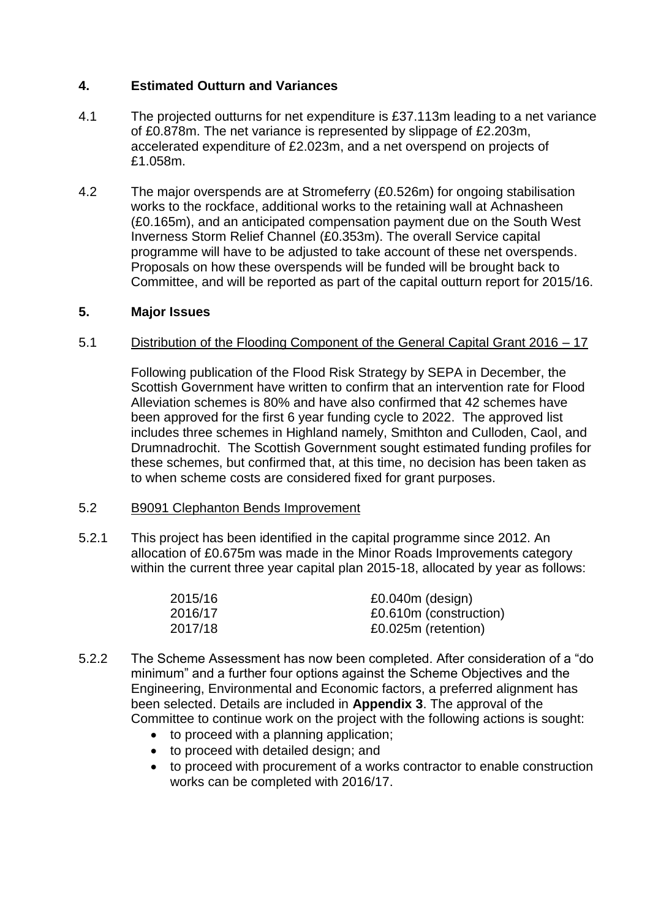## 4. Estimated Outturn and Variances

4.1 The projected outturns for net expenditure is £37.113m leading to a net variance of £0.878m. The net variance is represented by slippage of £2.203m, accelerated expenditure of £2.023m, and a net overspend on projects of £1.058m.

4.2 The major overspends are at Stromeferry (£0.526m) for ongoing stabilisation works to the rockface, additional works to the retaining wall at Achnasheen (£0.165m), and an anticipated compensation payment due on the South West Inverness Storm Relief Channel (£0.353m). The overall Service capital programme will have to be adjusted to take account of these net overspends. Proposals on how these overspends will be funded will be brought back to Committee, and will be reported as part of the capital outturn report for 2015/16.

## 5. Major Issues

5.1 <u>Distribution of the Flooding Component of the General Capital Grant 2016 – 17</u>

Following publication of the Flood Risk Strategy by SEPA in December, the Scottish Government have written to confirm that an intervention rate for Flood Alleviation schemes is 80% and have also confirmed that 42 schemes have been approved for the first 6 year funding cycle to 2022. The approved list includes three schemes in Highland namely, Smithton and Culloden, Caol, and Drumnadrochit. The Scottish Government sought estimated funding profiles for these schemes, but confirmed that, at this time, no decision has been taken as to when scheme costs are considered fixed for grant purposes.

5.2 <u>B9091 Clephanton Bends Improvement</u>

5.2.1 This project has been identified in the capital programme since 2012. An allocation of £0.675m was made in the Minor Roads Improvements category within the current three year capital plan 2015-18, allocated by year as follows:

| | |
|---|---|
| 2015/16 | £0.040m (design) |
| 2016/17 | £0.610m (construction) |
| 2017/18 | £0.025m (retention) |

5.2.2 The Scheme Assessment has now been completed. After consideration of a "do minimum" and a further four options against the Scheme Objectives and the Engineering, Environmental and Economic factors, a preferred alignment has been selected. Details are included in **Appendix 3**. The approval of the Committee to continue work on the project with the following actions is sought:

- to proceed with a planning application;
- to proceed with detailed design; and
- to proceed with procurement of a works contractor to enable construction works can be completed with 2016/17.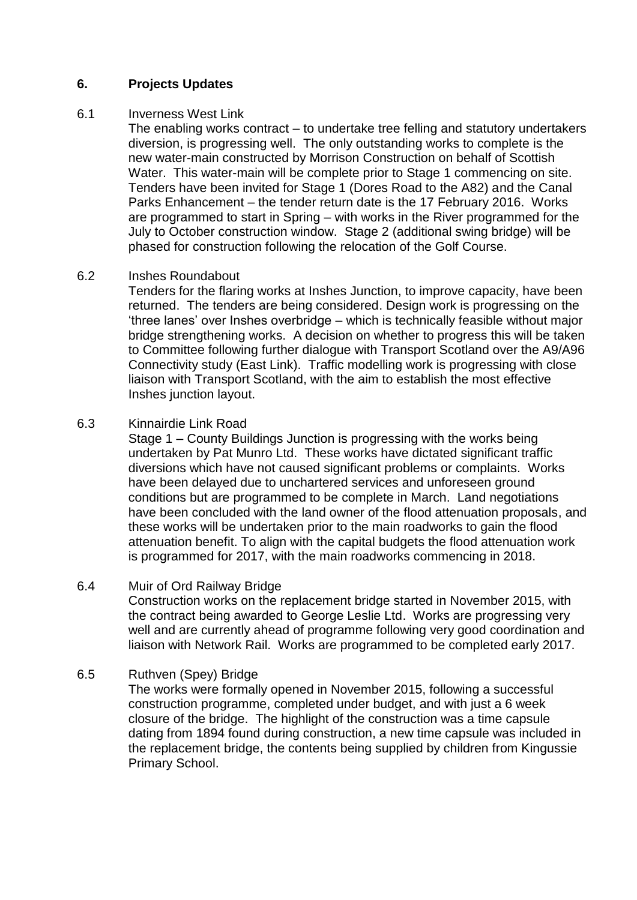## 6. Projects Updates

### 6.1 Inverness West Link

The enabling works contract – to undertake tree felling and statutory undertakers diversion, is progressing well. The only outstanding works to complete is the new water-main constructed by Morrison Construction on behalf of Scottish Water. This water-main will be complete prior to Stage 1 commencing on site. Tenders have been invited for Stage 1 (Dores Road to the A82) and the Canal Parks Enhancement – the tender return date is the 17 February 2016. Works are programmed to start in Spring – with works in the River programmed for the July to October construction window. Stage 2 (additional swing bridge) will be phased for construction following the relocation of the Golf Course.

### 6.2 Inshes Roundabout

Tenders for the flaring works at Inshes Junction, to improve capacity, have been returned. The tenders are being considered. Design work is progressing on the 'three lanes' over Inshes overbridge – which is technically feasible without major bridge strengthening works. A decision on whether to progress this will be taken to Committee following further dialogue with Transport Scotland over the A9/A96 Connectivity study (East Link). Traffic modelling work is progressing with close liaison with Transport Scotland, with the aim to establish the most effective Inshes junction layout.

### 6.3 Kinnairdie Link Road

Stage 1 – County Buildings Junction is progressing with the works being undertaken by Pat Munro Ltd. These works have dictated significant traffic diversions which have not caused significant problems or complaints. Works have been delayed due to unchartered services and unforeseen ground conditions but are programmed to be complete in March. Land negotiations have been concluded with the land owner of the flood attenuation proposals, and these works will be undertaken prior to the main roadworks to gain the flood attenuation benefit. To align with the capital budgets the flood attenuation work is programmed for 2017, with the main roadworks commencing in 2018.

### 6.4 Muir of Ord Railway Bridge

Construction works on the replacement bridge started in November 2015, with the contract being awarded to George Leslie Ltd. Works are progressing very well and are currently ahead of programme following very good coordination and liaison with Network Rail. Works are programmed to be completed early 2017.

### 6.5 Ruthven (Spey) Bridge

The works were formally opened in November 2015, following a successful construction programme, completed under budget, and with just a 6 week closure of the bridge. The highlight of the construction was a time capsule dating from 1894 found during construction, a new time capsule was included in the replacement bridge, the contents being supplied by children from Kingussie Primary School.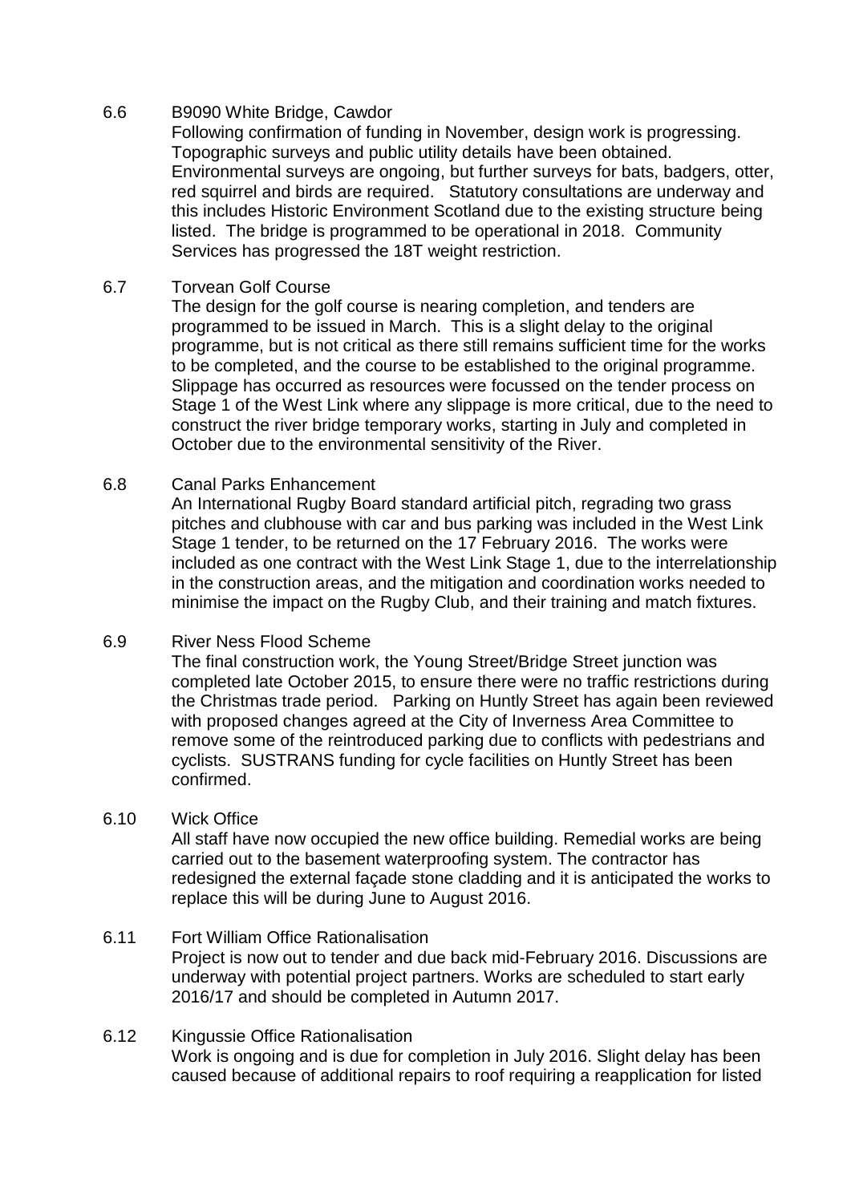6.6 B9090 White Bridge, Cawdor

Following confirmation of funding in November, design work is progressing. Topographic surveys and public utility details have been obtained. Environmental surveys are ongoing, but further surveys for bats, badgers, otter, red squirrel and birds are required. Statutory consultations are underway and this includes Historic Environment Scotland due to the existing structure being listed. The bridge is programmed to be operational in 2018. Community Services has progressed the 18T weight restriction.

6.7 Torvean Golf Course

The design for the golf course is nearing completion, and tenders are programmed to be issued in March. This is a slight delay to the original programme, but is not critical as there still remains sufficient time for the works to be completed, and the course to be established to the original programme. Slippage has occurred as resources were focussed on the tender process on Stage 1 of the West Link where any slippage is more critical, due to the need to construct the river bridge temporary works, starting in July and completed in October due to the environmental sensitivity of the River.

6.8 Canal Parks Enhancement

An International Rugby Board standard artificial pitch, regrading two grass pitches and clubhouse with car and bus parking was included in the West Link Stage 1 tender, to be returned on the 17 February 2016. The works were included as one contract with the West Link Stage 1, due to the interrelationship in the construction areas, and the mitigation and coordination works needed to minimise the impact on the Rugby Club, and their training and match fixtures.

6.9 River Ness Flood Scheme

The final construction work, the Young Street/Bridge Street junction was completed late October 2015, to ensure there were no traffic restrictions during the Christmas trade period. Parking on Huntly Street has again been reviewed with proposed changes agreed at the City of Inverness Area Committee to remove some of the reintroduced parking due to conflicts with pedestrians and cyclists. SUSTRANS funding for cycle facilities on Huntly Street has been confirmed.

6.10 Wick Office

All staff have now occupied the new office building. Remedial works are being carried out to the basement waterproofing system. The contractor has redesigned the external façade stone cladding and it is anticipated the works to replace this will be during June to August 2016.

6.11 Fort William Office Rationalisation

Project is now out to tender and due back mid-February 2016. Discussions are underway with potential project partners. Works are scheduled to start early 2016/17 and should be completed in Autumn 2017.

6.12 Kingussie Office Rationalisation

Work is ongoing and is due for completion in July 2016. Slight delay has been caused because of additional repairs to roof requiring a reapplication for listed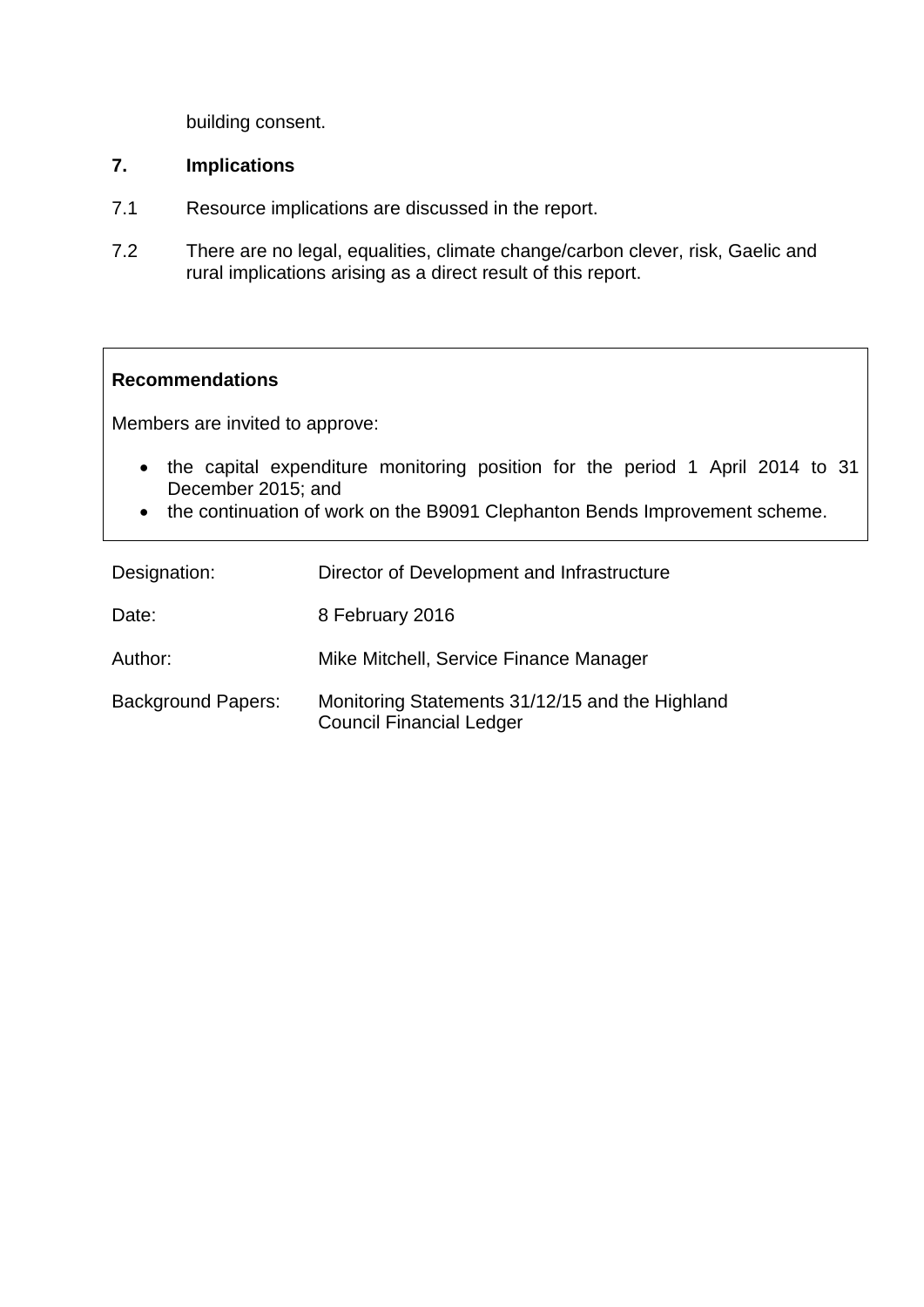building consent.

## 7. Implications

7.1 Resource implications are discussed in the report.

7.2 There are no legal, equalities, climate change/carbon clever, risk, Gaelic and rural implications arising as a direct result of this report.

**Recommendations**

Members are invited to approve:

- the capital expenditure monitoring position for the period 1 April 2014 to 31 December 2015; and
- the continuation of work on the B9091 Clephanton Bends Improvement scheme.

| | |
|---|---|
| Designation: | Director of Development and Infrastructure |
| Date: | 8 February 2016 |
| Author: | Mike Mitchell, Service Finance Manager |
| Background Papers: | Monitoring Statements 31/12/15 and the Highland Council Financial Ledger |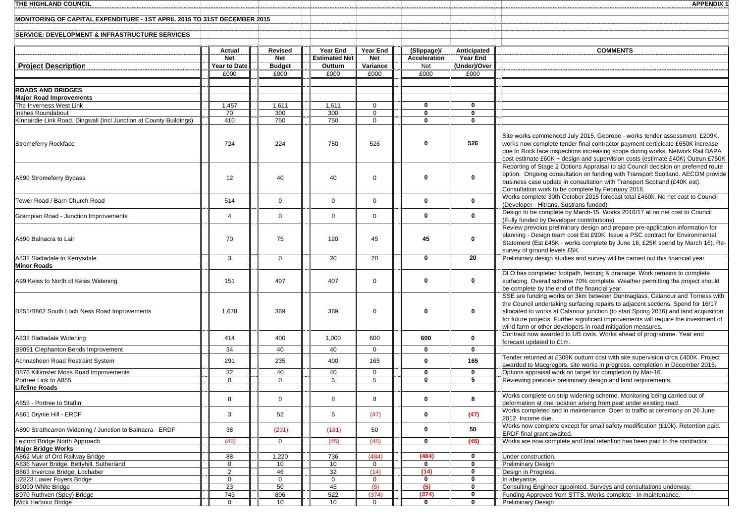**THE HIGHLAND COUNCIL** — **APPENDIX 1**

**MONITORING OF CAPITAL EXPENDITURE - 1ST APRIL 2015 TO 31ST DECEMBER 2015**

**SERVICE: DEVELOPMENT & INFRASTRUCTURE SERVICES**

| Project Description | Actual Net Year to Date £000 | Revised Net Budget £000 | Year End Estimated Net Outturn £000 | Year End Net Variance £000 | (Slippage)/ Acceleration Net £000 | Anticipated Year End (Under)/Over £000 | COMMENTS |
|---|---|---|---|---|---|---|---|
| **ROADS AND BRIDGES** | | | | | | | |
| **Major Road Improvements** | | | | | | | |
| The Inverness West Link | 1,457 | 1,611 | 1,611 | 0 | 0 | 0 | |
| Inshes Roundabout | 70 | 300 | 300 | 0 | 0 | 0 | |
| Kinnairdie Link Road, Dingwall (Incl Junction at County Buildings) | 410 | 750 | 750 | 0 | 0 | 0 | |
| Stromeferry Rockface | 724 | 224 | 750 | 526 | 0 | 526 | Site works commenced July 2015, Georope - works tender assessment £209K, works now complete tender final contractor payment certicicate £650K increase due to Rock face inspections increasing scope during works, Network Rail BAPA cost estimate £60K + design and supervision costs (estimate £40K) Outrun £750K |
| A890 Stromeferry Bypass | 12 | 40 | 40 | 0 | 0 | 0 | Reporting of Stage 2 Options Appraisal to aid Council decision on preferred route option. Ongoing consultation on funding with Transport Scotland. AECOM provide business case update in consultation with Transport Scotland (£40K est). Consultation work to be complete by February 2016. |
| Tower Road / Barn Church Road | 514 | 0 | 0 | 0 | 0 | 0 | Works complete 30th October 2015 forecast total £460k. No net cost to Council (Developer - Hitrans, Sustrans funded) |
| Grampian Road - Junction Improvements | 4 | 0 | 0 | 0 | 0 | 0 | Design to be complete by March-15. Works 2016/17 at no net cost to Council (Fully funded by Developer contributions) |
| A890 Balnacra to Lair | 70 | 75 | 120 | 45 | 45 | 0 | Review prevoius preliminary design and prepare pre-application information for planning - Design team cost Est £90K. Issue a PSC contract for Environmental Statement (Est £45K - works complete by June 16, £25K spend by March 16). Re-survey of ground levels £5K. |
| A832 Slattadale to Kerrysdale | 3 | 0 | 20 | 20 | 0 | 20 | Preliminary design studies and survey will be carried out this financial year |
| **Minor Roads** | | | | | | | |
| A99 Keiss to North of Keiss Widening | 151 | 407 | 407 | 0 | 0 | 0 | DLO has completed footpath, fencing & drainage. Work remains to complete surfacing. Overall scheme 70% complete. Weather permitting the project should be complete by the end of the financial year. |
| B851/B862 South Loch Ness Road Improvements | 1,678 | 369 | 369 | 0 | 0 | 0 | SSE are funding works on 3km between Dunmaglass, Calanour and Torness with the Council undertaking surfacing repairs to adjacent sections. Spend for 16/17 allocated to works at Calanour junction (to start Spring 2016) and land acquisition for future projects. Further significant improvements will require the investment of wind farm or other developers in road mitigation measures. |
| A832 Slattadale Widening | 414 | 400 | 1,000 | 600 | 600 | 0 | Contract now awarded to UB civils. Works ahead of programme. Year end forecast updated to £1m. |
| B9091 Clephanton Bends Improvement | 34 | 40 | 40 | 0 | 0 | 0 | |
| Achnasheen Road Restraint System | 291 | 235 | 400 | 165 | 0 | 165 | Tender returned at £309K outturn cost with site supervision circa £400K. Project awarded to Macgregors, site works in progress, completion in December 2015. |
| B876 Killimster Moss Road Improvements | 32 | 40 | 40 | 0 | 0 | 0 | Options appraisal work on target for completion by Mar-16. |
| Portree Link to A855 | 0 | 0 | 5 | 5 | 0 | 5 | Reviewing prevoius preliminary design and land requirements. |
| **Lifeline Roads** | | | | | | | |
| A855 - Portree to Staffin | 8 | 0 | 8 | 8 | 0 | 8 | Works complete on strip widening scheme. Monitoring being carried out of deformation at one location arising from peat under existing road. |
| A861 Drynie Hill - ERDF | 3 | 52 | 5 | (47) | 0 | (47) | Works completed and in maintenance. Open to traffic at ceremony on 26 June 2012. Income due. |
| A890 Strathcarron Widening / Junction to Balnacra - ERDF | 38 | (231) | (181) | 50 | 0 | 50 | Works now complete except for small safety modification (£10k). Retention paid. ERDF final grant awaited. |
| Laxford Bridge North Approach | (45) | 0 | (45) | (45) | 0 | (45) | Works are now complete and final retention has been paid to the contractor. |
| **Major Bridge Works** | | | | | | | |
| A862 Muir of Ord Railway Bridge | 88 | 1,220 | 736 | (484) | (484) | 0 | Under construction. |
| A836 Naver Bridge, Bettyhill, Sutherland | 0 | 10 | 10 | 0 | 0 | 0 | Preliminary Design |
| B863 Invercoe Bridge, Lochaber | 2 | 46 | 32 | (14) | (14) | 0 | Design in Progress. |
| U2823 Lower Foyers Bridge | 0 | 0 | 0 | 0 | 0 | 0 | In abeyance. |
| B9090 White Bridge | 23 | 50 | 45 | (5) | (5) | 0 | Consulting Engineer appointed. Surveys and consultations underway. |
| B970 Ruthven (Spey) Bridge | 743 | 896 | 522 | (374) | (374) | 0 | Funding Approved from STTS. Works complete - in maintenance. |
| Wick Harbour Bridge | 0 | 10 | 10 | 0 | 0 | 0 | Preliminary Design |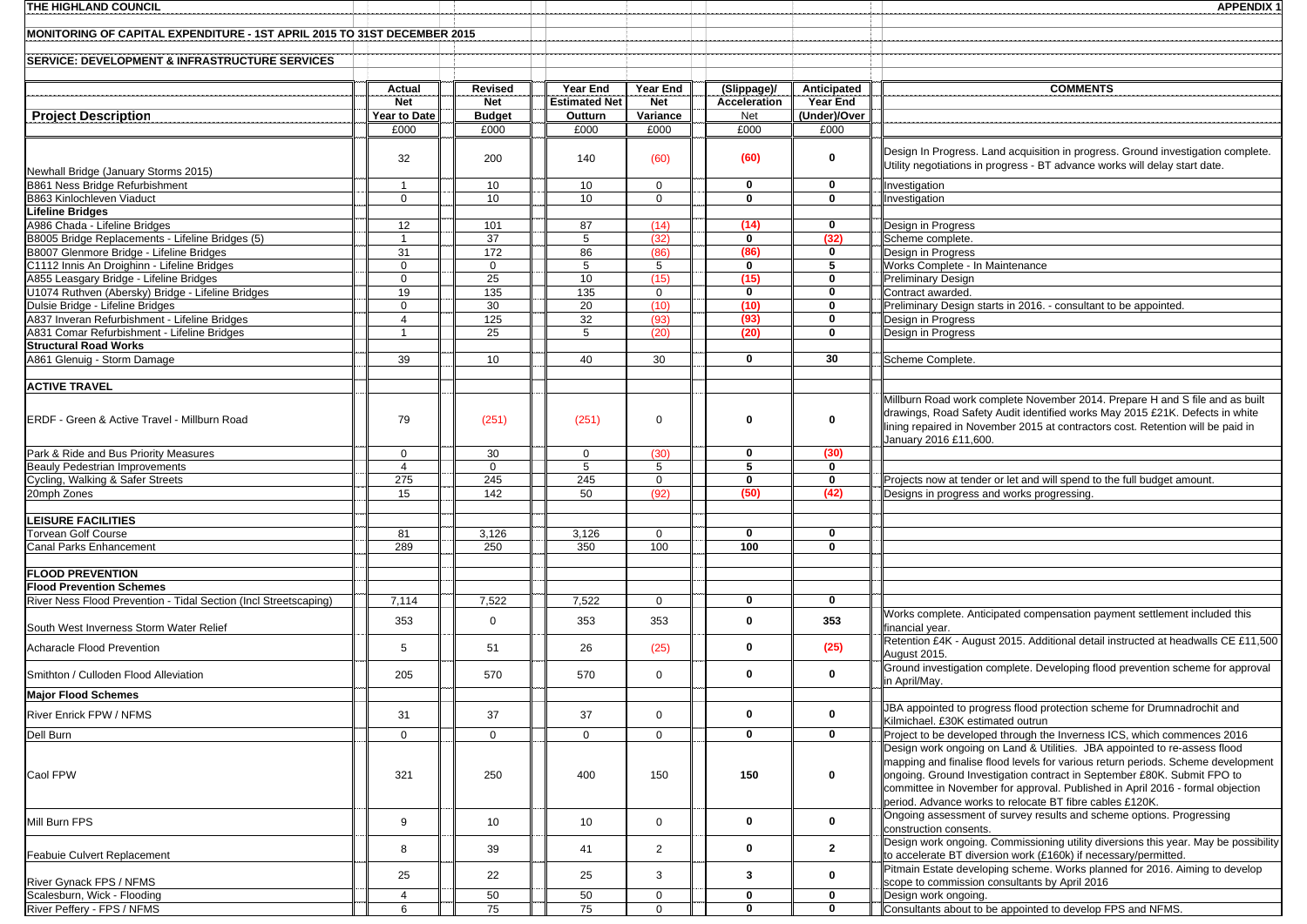**THE HIGHLAND COUNCIL** **APPENDIX 1**

**MONITORING OF CAPITAL EXPENDITURE - 1ST APRIL 2015 TO 31ST DECEMBER 2015**

**SERVICE: DEVELOPMENT & INFRASTRUCTURE SERVICES**

| Project Description | Actual Net Year to Date | Revised Net Budget | Year End Estimated Net Outturn | Year End Net Variance | (Slippage)/ Acceleration Net | Anticipated Year End (Under)/Over | COMMENTS |
|---|---|---|---|---|---|---|---|
| | £000 | £000 | £000 | £000 | £000 | £000 | |
| Newhall Bridge (January Storms 2015) | 32 | 200 | 140 | (60) | **(60)** | **0** | Design In Progress. Land acquisition in progress. Ground investigation complete. Utility negotiations in progress - BT advance works will delay start date. |
| B861 Ness Bridge Refurbishment | 1 | 10 | 10 | 0 | **0** | **0** | Investigation |
| B863 Kinlochleven Viaduct | 0 | 10 | 10 | 0 | **0** | **0** | Investigation |
| **Lifeline Bridges** | | | | | | | |
| A986 Chada - Lifeline Bridges | 12 | 101 | 87 | (14) | **(14)** | **0** | Design in Progress |
| B8005 Bridge Replacements - Lifeline Bridges (5) | 1 | 37 | 5 | (32) | **0** | **(32)** | Scheme complete. |
| B8007 Glenmore Bridge - Lifeline Bridges | 31 | 172 | 86 | (86) | **(86)** | **0** | Design in Progress |
| C1112 Innis An Droighinn - Lifeline Bridges | 0 | 0 | 5 | 5 | **0** | **5** | Works Complete - In Maintenance |
| A855 Leasgary Bridge - Lifeline Bridges | 0 | 25 | 10 | (15) | **(15)** | **0** | Preliminary Design |
| U1074 Ruthven (Abersky) Bridge - Lifeline Bridges | 19 | 135 | 135 | 0 | **0** | **0** | Contract awarded. |
| Dulsie Bridge - Lifeline Bridges | 0 | 30 | 20 | (10) | **(10)** | **0** | Preliminary Design starts in 2016. - consultant to be appointed. |
| A837 Inveran Refurbishment - Lifeline Bridges | 4 | 125 | 32 | (93) | **(93)** | **0** | Design in Progress |
| A831 Comar Refurbishment - Lifeline Bridges | 1 | 25 | 5 | (20) | **(20)** | **0** | Design in Progress |
| **Structural Road Works** | | | | | | | |
| A861 Glenuig - Storm Damage | 39 | 10 | 40 | 30 | **0** | **30** | Scheme Complete. |
| | | | | | | | |
| **ACTIVE TRAVEL** | | | | | | | |
| ERDF - Green & Active Travel - Millburn Road | 79 | (251) | (251) | 0 | **0** | **0** | Millburn Road work complete November 2014. Prepare H and S file and as built drawings, Road Safety Audit identified works May 2015 £21K. Defects in white lining repaired in November 2015 at contractors cost. Retention will be paid in January 2016 £11,600. |
| Park & Ride and Bus Priority Measures | 0 | 30 | 0 | (30) | **0** | **(30)** | |
| Beauly Pedestrian Improvements | 4 | 0 | 5 | 5 | **5** | **0** | |
| Cycling, Walking & Safer Streets | 275 | 245 | 245 | 0 | **0** | **0** | Projects now at tender or let and will spend to the full budget amount. |
| 20mph Zones | 15 | 142 | 50 | (92) | **(50)** | **(42)** | Designs in progress and works progressing. |
| | | | | | | | |
| **LEISURE FACILITIES** | | | | | | | |
| Torvean Golf Course | 81 | 3,126 | 3,126 | 0 | **0** | **0** | |
| Canal Parks Enhancement | 289 | 250 | 350 | 100 | **100** | **0** | |
| | | | | | | | |
| **FLOOD PREVENTION** | | | | | | | |
| **Flood Prevention Schemes** | | | | | | | |
| River Ness Flood Prevention - Tidal Section (Incl Streetscaping) | 7,114 | 7,522 | 7,522 | 0 | **0** | **0** | |
| South West Inverness Storm Water Relief | 353 | 0 | 353 | 353 | **0** | **353** | Works complete. Anticipated compensation payment settlement included this financial year. |
| Acharacle Flood Prevention | 5 | 51 | 26 | (25) | **0** | **(25)** | Retention £4K - August 2015. Additional detail instructed at headwalls CE £11,500 August 2015. |
| Smithton / Culloden Flood Alleviation | 205 | 570 | 570 | 0 | **0** | **0** | Ground investigation complete. Developing flood prevention scheme for approval in April/May. |
| **Major Flood Schemes** | | | | | | | |
| River Enrick FPW / NFMS | 31 | 37 | 37 | 0 | **0** | **0** | JBA appointed to progress flood protection scheme for Drumnadrochit and Kilmichael. £30K estimated outrun |
| Dell Burn | 0 | 0 | 0 | 0 | **0** | **0** | Project to be developed through the Inverness ICS, which commences 2016 |
| Caol FPW | 321 | 250 | 400 | 150 | **150** | **0** | Design work ongoing on Land & Utilities. JBA appointed to re-assess flood mapping and finalise flood levels for various return periods. Scheme development ongoing. Ground Investigation contract in September £80K. Submit FPO to committee in November for approval. Published in April 2016 - formal objection period. Advance works to relocate BT fibre cables £120K. |
| Mill Burn FPS | 9 | 10 | 10 | 0 | **0** | **0** | Ongoing assessment of survey results and scheme options. Progressing construction consents. |
| Feabuie Culvert Replacement | 8 | 39 | 41 | 2 | **0** | **2** | Design work ongoing. Commissioning utility diversions this year. May be possibility to accelerate BT diversion work (£160k) if necessary/permitted. |
| River Gynack FPS / NFMS | 25 | 22 | 25 | 3 | **3** | **0** | Pitmain Estate developing scheme. Works planned for 2016. Aiming to develop scope to commission consultants by April 2016 |
| Scalesburn, Wick - Flooding | 4 | 50 | 50 | 0 | **0** | **0** | Design work ongoing. |
| River Peffery - FPS / NFMS | 6 | 75 | 75 | 0 | **0** | **0** | Consultants about to be appointed to develop FPS and NFMS. |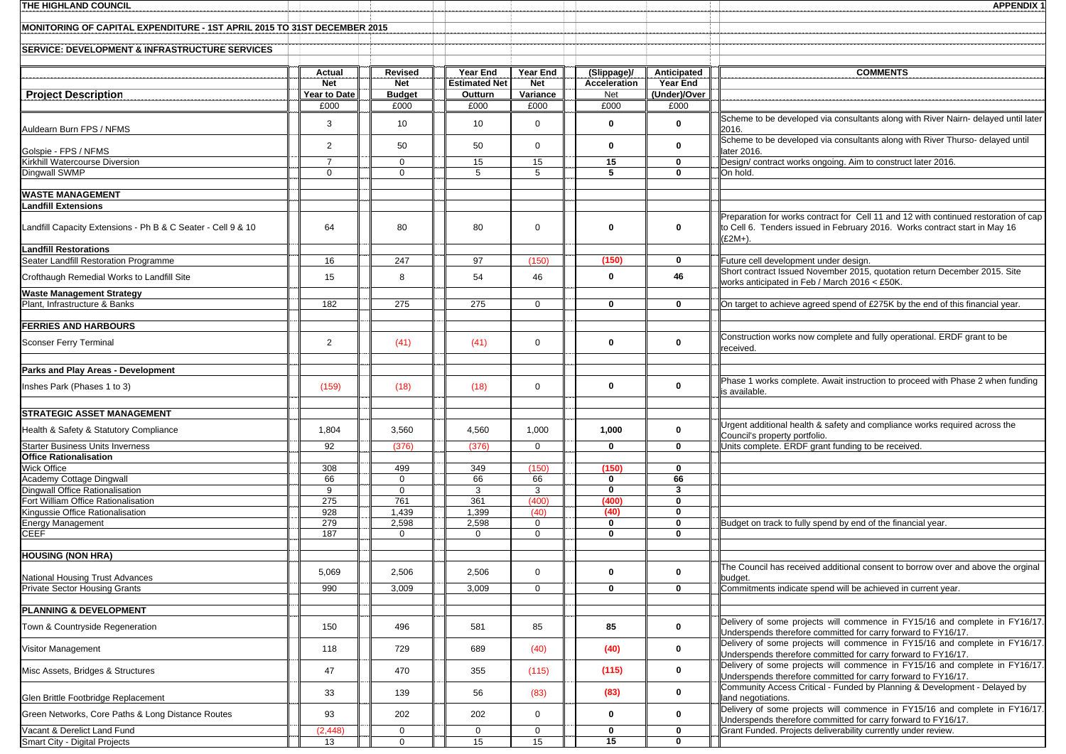THE HIGHLAND COUNCIL | APPENDIX 1

**MONITORING OF CAPITAL EXPENDITURE - 1ST APRIL 2015 TO 31ST DECEMBER 2015**

**SERVICE: DEVELOPMENT & INFRASTRUCTURE SERVICES**

| Project Description | Actual Net Year to Date £000 | Revised Net Budget £000 | Year End Estimated Net Outturn £000 | Year End Net Variance £000 | (Slippage)/ Acceleration Net £000 | Anticipated Year End (Under)/Over £000 | COMMENTS |
|---|---|---|---|---|---|---|---|
| Auldearn Burn FPS / NFMS | 3 | 10 | 10 | 0 | 0 | 0 | Scheme to be developed via consultants along with River Nairn- delayed until later 2016. |
| Golspie - FPS / NFMS | 2 | 50 | 50 | 0 | 0 | 0 | Scheme to be developed via consultants along with River Thurso- delayed until later 2016. |
| Kirkhill Watercourse Diversion | 7 | 0 | 15 | 15 | 15 | 0 | Design/ contract works ongoing. Aim to construct later 2016. |
| Dingwall SWMP | 0 | 0 | 5 | 5 | 5 | 0 | On hold. |
| **WASTE MANAGEMENT** | | | | | | | |
| **Landfill Extensions** | | | | | | | |
| Landfill Capacity Extensions - Ph B & C Seater - Cell 9 & 10 | 64 | 80 | 80 | 0 | 0 | 0 | Preparation for works contract for Cell 11 and 12 with continued restoration of cap to Cell 6. Tenders issued in February 2016. Works contract start in May 16 (£2M+). |
| **Landfill Restorations** | | | | | | | |
| Seater Landfill Restoration Programme | 16 | 247 | 97 | (150) | (150) | 0 | Future cell development under design. |
| Crofthaugh Remedial Works to Landfill Site | 15 | 8 | 54 | 46 | 0 | 46 | Short contract Issued November 2015, quotation return December 2015. Site works anticipated in Feb / March 2016 < £50K. |
| **Waste Management Strategy** | | | | | | | |
| Plant, Infrastructure & Banks | 182 | 275 | 275 | 0 | 0 | 0 | On target to achieve agreed spend of £275K by the end of this financial year. |
| **FERRIES AND HARBOURS** | | | | | | | |
| Sconser Ferry Terminal | 2 | (41) | (41) | 0 | 0 | 0 | Construction works now complete and fully operational. ERDF grant to be received. |
| **Parks and Play Areas - Development** | | | | | | | |
| Inshes Park (Phases 1 to 3) | (159) | (18) | (18) | 0 | 0 | 0 | Phase 1 works complete. Await instruction to proceed with Phase 2 when funding is available. |
| **STRATEGIC ASSET MANAGEMENT** | | | | | | | |
| Health & Safety & Statutory Compliance | 1,804 | 3,560 | 4,560 | 1,000 | 1,000 | 0 | Urgent additional health & safety and compliance works required across the Council's property portfolio. |
| Starter Business Units Inverness | 92 | (376) | (376) | 0 | 0 | 0 | Units complete. ERDF grant funding to be received. |
| **Office Rationalisation** | | | | | | | |
| Wick Office | 308 | 499 | 349 | (150) | (150) | 0 | |
| Academy Cottage Dingwall | 66 | 0 | 66 | 66 | 0 | 66 | |
| Dingwall Office Rationalisation | 9 | 0 | 3 | 3 | 0 | 3 | |
| Fort William Office Rationalisation | 275 | 761 | 361 | (400) | (400) | 0 | |
| Kingussie Office Rationalisation | 928 | 1,439 | 1,399 | (40) | (40) | 0 | |
| Energy Management | 279 | 2,598 | 2,598 | 0 | 0 | 0 | Budget on track to fully spend by end of the financial year. |
| CEEF | 187 | 0 | 0 | 0 | 0 | 0 | |
| **HOUSING (NON HRA)** | | | | | | | |
| National Housing Trust Advances | 5,069 | 2,506 | 2,506 | 0 | 0 | 0 | The Council has received additional consent to borrow over and above the orginal budget. |
| Private Sector Housing Grants | 990 | 3,009 | 3,009 | 0 | 0 | 0 | Commitments indicate spend will be achieved in current year. |
| **PLANNING & DEVELOPMENT** | | | | | | | |
| Town & Countryside Regeneration | 150 | 496 | 581 | 85 | 85 | 0 | Delivery of some projects will commence in FY15/16 and complete in FY16/17. Underspends therefore committed for carry forward to FY16/17. |
| Visitor Management | 118 | 729 | 689 | (40) | (40) | 0 | Delivery of some projects will commence in FY15/16 and complete in FY16/17. Underspends therefore committed for carry forward to FY16/17. |
| Misc Assets, Bridges & Structures | 47 | 470 | 355 | (115) | (115) | 0 | Delivery of some projects will commence in FY15/16 and complete in FY16/17. Underspends therefore committed for carry forward to FY16/17. |
| Glen Brittle Footbridge Replacement | 33 | 139 | 56 | (83) | (83) | 0 | Community Access Critical - Funded by Planning & Development - Delayed by land negotiations. |
| Green Networks, Core Paths & Long Distance Routes | 93 | 202 | 202 | 0 | 0 | 0 | Delivery of some projects will commence in FY15/16 and complete in FY16/17. Underspends therefore committed for carry forward to FY16/17. |
| Vacant & Derelict Land Fund | (2,448) | 0 | 0 | 0 | 0 | 0 | Grant Funded. Projects deliverability currently under review. |
| Smart City - Digital Projects | 13 | 0 | 15 | 15 | 15 | 0 | |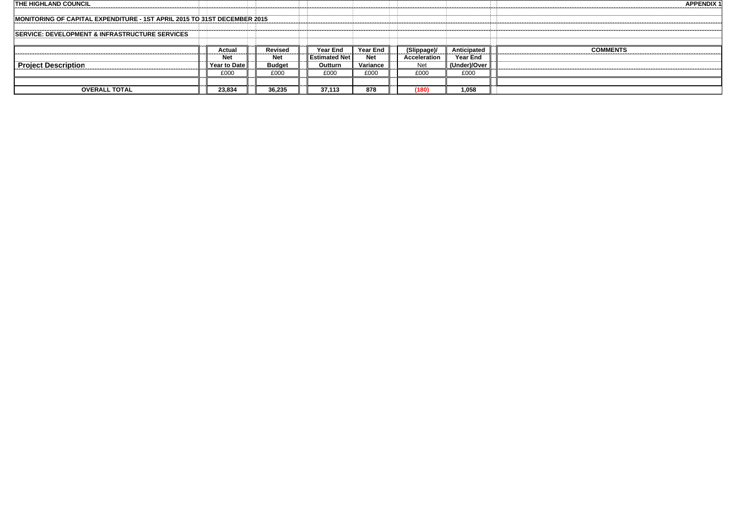THE HIGHLAND COUNCIL

APPENDIX 1

MONITORING OF CAPITAL EXPENDITURE - 1ST APRIL 2015 TO 31ST DECEMBER 2015

SERVICE: DEVELOPMENT & INFRASTRUCTURE SERVICES

| Project Description | Actual Net Year to Date | Revised Net Budget | Year End Estimated Net Outturn | Year End Net Variance | (Slippage)/ Acceleration Net | Anticipated Year End (Under)/Over | COMMENTS |
|---|---|---|---|---|---|---|---|
| | £000 | £000 | £000 | £000 | £000 | £000 | |
| OVERALL TOTAL | 23,834 | 36,235 | 37,113 | 878 | (180) | 1,058 | |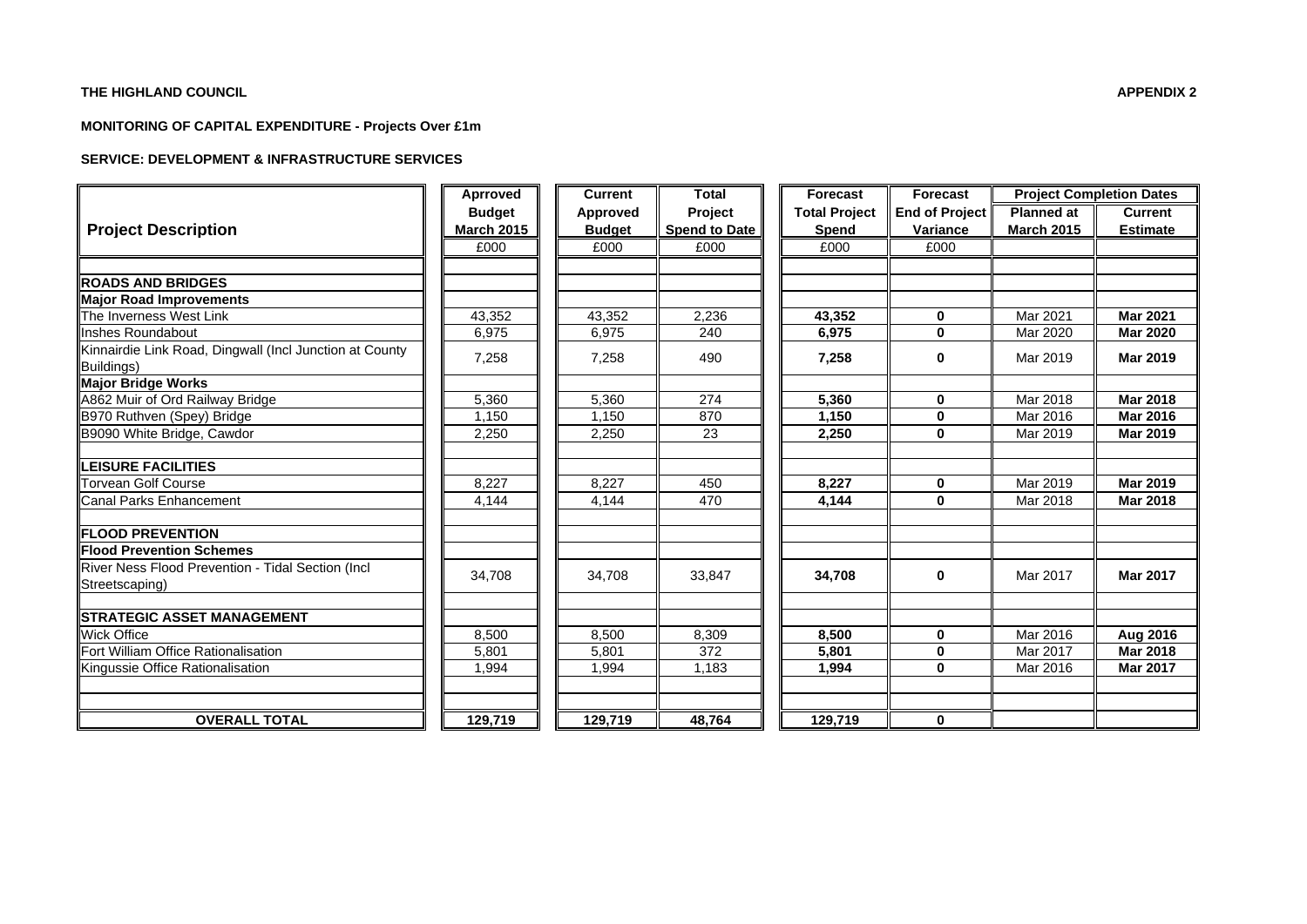**THE HIGHLAND COUNCIL** **APPENDIX 2**

**MONITORING OF CAPITAL EXPENDITURE - Projects Over £1m**

**SERVICE: DEVELOPMENT & INFRASTRUCTURE SERVICES**

| Project Description | Aprroved Budget March 2015 | Current Approved Budget | Total Project Spend to Date | Forecast Total Project Spend | Forecast End of Project Variance | Project Completion Dates | |
|---|---|---|---|---|---|---|---|
| | | | | | | Planned at March 2015 | Current Estimate |
| | £000 | £000 | £000 | £000 | £000 | | |
| | | | | | | | |
| **ROADS AND BRIDGES** | | | | | | | |
| **Major Road Improvements** | | | | | | | |
| The Inverness West Link | 43,352 | 43,352 | 2,236 | **43,352** | **0** | Mar 2021 | **Mar 2021** |
| Inshes Roundabout | 6,975 | 6,975 | 240 | **6,975** | **0** | Mar 2020 | **Mar 2020** |
| Kinnairdie Link Road, Dingwall (Incl Junction at County Buildings) | 7,258 | 7,258 | 490 | **7,258** | **0** | Mar 2019 | **Mar 2019** |
| **Major Bridge Works** | | | | | | | |
| A862 Muir of Ord Railway Bridge | 5,360 | 5,360 | 274 | **5,360** | **0** | Mar 2018 | **Mar 2018** |
| B970 Ruthven (Spey) Bridge | 1,150 | 1,150 | 870 | **1,150** | **0** | Mar 2016 | **Mar 2016** |
| B9090 White Bridge, Cawdor | 2,250 | 2,250 | 23 | **2,250** | **0** | Mar 2019 | **Mar 2019** |
| | | | | | | | |
| **LEISURE FACILITIES** | | | | | | | |
| Torvean Golf Course | 8,227 | 8,227 | 450 | **8,227** | **0** | Mar 2019 | **Mar 2019** |
| Canal Parks Enhancement | 4,144 | 4,144 | 470 | **4,144** | **0** | Mar 2018 | **Mar 2018** |
| | | | | | | | |
| **FLOOD PREVENTION** | | | | | | | |
| **Flood Prevention Schemes** | | | | | | | |
| River Ness Flood Prevention - Tidal Section (Incl Streetscaping) | 34,708 | 34,708 | 33,847 | **34,708** | **0** | Mar 2017 | **Mar 2017** |
| | | | | | | | |
| **STRATEGIC ASSET MANAGEMENT** | | | | | | | |
| Wick Office | 8,500 | 8,500 | 8,309 | **8,500** | **0** | Mar 2016 | **Aug 2016** |
| Fort William Office Rationalisation | 5,801 | 5,801 | 372 | **5,801** | **0** | Mar 2017 | **Mar 2018** |
| Kingussie Office Rationalisation | 1,994 | 1,994 | 1,183 | **1,994** | **0** | Mar 2016 | **Mar 2017** |
| | | | | | | | |
| | | | | | | | |
| **OVERALL TOTAL** | **129,719** | **129,719** | **48,764** | **129,719** | **0** | | |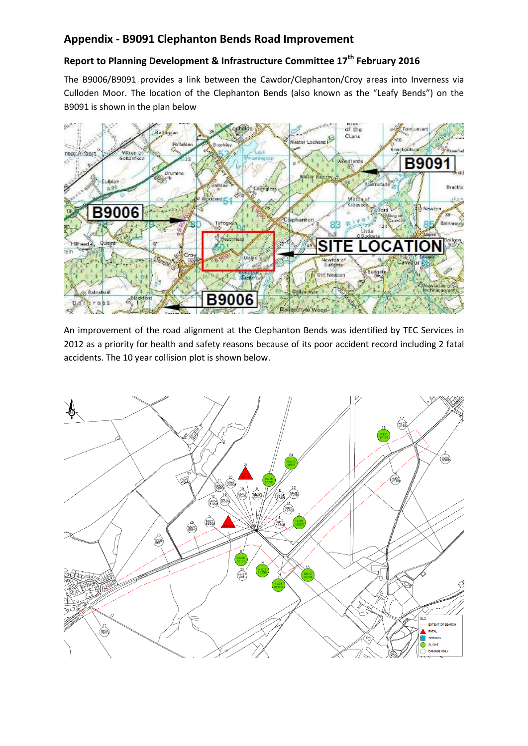## Appendix - B9091 Clephanton Bends Road Improvement

### Report to Planning Development & Infrastructure Committee 17th February 2016

The B9006/B9091 provides a link between the Cawdor/Clephanton/Croy areas into Inverness via Culloden Moor. The location of the Clephanton Bends (also known as the "Leafy Bends") on the B9091 is shown in the plan below

An improvement of the road alignment at the Clephanton Bends was identified by TEC Services in 2012 as a priority for health and safety reasons because of its poor accident record including 2 fatal accidents. The 10 year collision plot is shown below.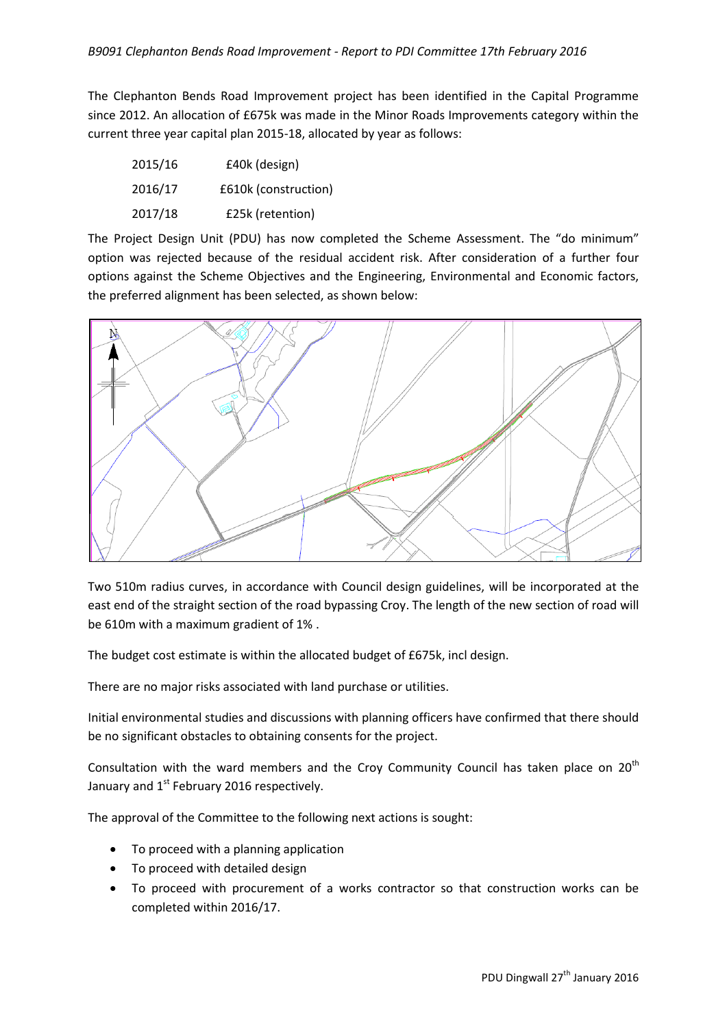*B9091 Clephanton Bends Road Improvement - Report to PDI Committee 17th February 2016*

The Clephanton Bends Road Improvement project has been identified in the Capital Programme since 2012. An allocation of £675k was made in the Minor Roads Improvements category within the current three year capital plan 2015-18, allocated by year as follows:

| | |
|---|---|
| 2015/16 | £40k (design) |
| 2016/17 | £610k (construction) |
| 2017/18 | £25k (retention) |

The Project Design Unit (PDU) has now completed the Scheme Assessment. The "do minimum" option was rejected because of the residual accident risk. After consideration of a further four options against the Scheme Objectives and the Engineering, Environmental and Economic factors, the preferred alignment has been selected, as shown below:

N

Two 510m radius curves, in accordance with Council design guidelines, will be incorporated at the east end of the straight section of the road bypassing Croy. The length of the new section of road will be 610m with a maximum gradient of 1% .

The budget cost estimate is within the allocated budget of £675k, incl design.

There are no major risks associated with land purchase or utilities.

Initial environmental studies and discussions with planning officers have confirmed that there should be no significant obstacles to obtaining consents for the project.

Consultation with the ward members and the Croy Community Council has taken place on 20th January and 1st February 2016 respectively.

The approval of the Committee to the following next actions is sought:

- To proceed with a planning application
- To proceed with detailed design
- To proceed with procurement of a works contractor so that construction works can be completed within 2016/17.

PDU Dingwall 27th January 2016